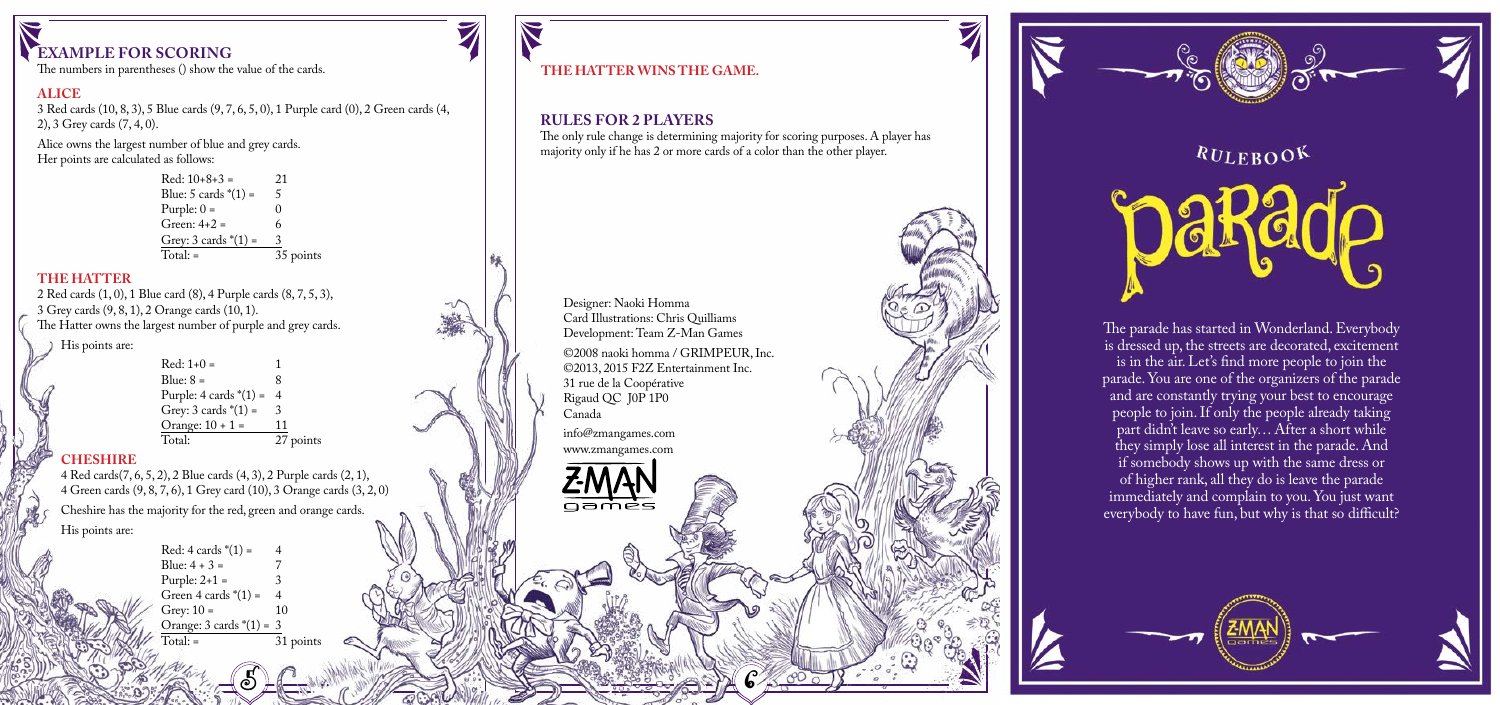## EXAMPLE FOR SCORING

The numbers in parentheses () show the value of the cards.

### ALICE

3 Red cards (10, 8, 3), 5 Blue cards (9, 7, 6, 5, 0), 1 Purple card (0), 2 Green cards (4, 2), 3 Grey cards (7, 4, 0).

Alice owns the largest number of blue and grey cards.
Her points are calculated as follows:

| | |
|---|---|
| Red: 10+8+3 = | 21 |
| Blue: 5 cards *(1) = | 5 |
| Purple: 0 = | 0 |
| Green: 4+2 = | 6 |
| Grey: 3 cards *(1) = | 3 |
| Total: = | 35 points |

### THE HATTER

2 Red cards (1, 0), 1 Blue card (8), 4 Purple cards (8, 7, 5, 3), 3 Grey cards (9, 8, 1), 2 Orange cards (10, 1).
The Hatter owns the largest number of purple and grey cards.

His points are:

| | |
|---|---|
| Red: 1+0 = | 1 |
| Blue: 8 = | 8 |
| Purple: 4 cards *(1) = | 4 |
| Grey: 3 cards *(1) = | 3 |
| Orange: 10 + 1 = | 11 |
| Total: | 27 points |

### CHESHIRE

4 Red cards(7, 6, 5, 2), 2 Blue cards (4, 3), 2 Purple cards (2, 1), 4 Green cards (9, 8, 7, 6), 1 Grey card (10), 3 Orange cards (3, 2, 0)

Cheshire has the majority for the red, green and orange cards.

His points are:

| | |
|---|---|
| Red: 4 cards *(1) = | 4 |
| Blue: 4 + 3 = | 7 |
| Purple: 2+1 = | 3 |
| Green 4 cards *(1) = | 4 |
| Grey: 10 = | 10 |
| Orange: 3 cards *(1) = | 3 |
| Total: = | 31 points |

**THE HATTER WINS THE GAME.**

### RULES FOR 2 PLAYERS

The only rule change is determining majority for scoring purposes. A player has majority only if he has 2 or more cards of a color than the other player.

Designer: Naoki Homma
Card Illustrations: Chris Quilliams
Development: Team Z-Man Games

©2008 naoki homma / GRIMPEUR, Inc.
©2013, 2015 F2Z Entertainment Inc.
31 rue de la Coopérative
Rigaud QC J0P 1P0
Canada

info@zmangames.com
www.zmangames.com

RULEBOOK

# Parade

The parade has started in Wonderland. Everybody is dressed up, the streets are decorated, excitement is in the air. Let's find more people to join the parade. You are one of the organizers of the parade and are constantly trying your best to encourage people to join. If only the people already taking part didn't leave so early… After a short while they simply lose all interest in the parade. And if somebody shows up with the same dress or of higher rank, all they do is leave the parade immediately and complain to you. You just want everybody to have fun, but why is that so difficult?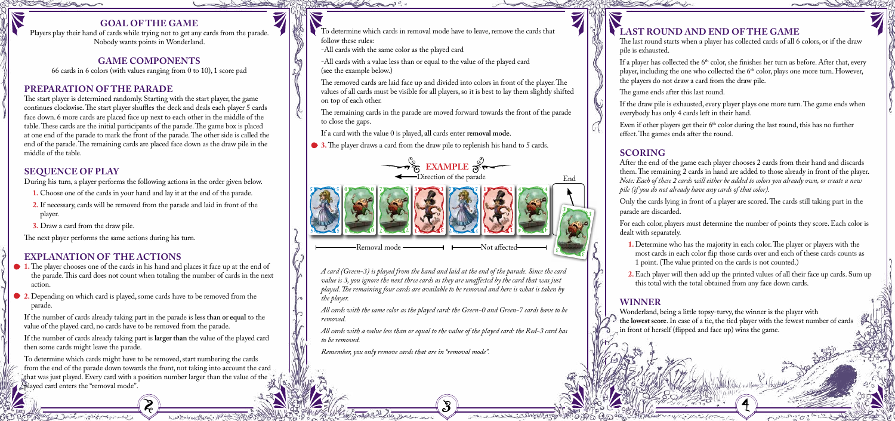## GOAL OF THE GAME

Players play their hand of cards while trying not to get any cards from the parade. Nobody wants points in Wonderland.

## GAME COMPONENTS

66 cards in 6 colors (with values ranging from 0 to 10), 1 score pad

## PREPARATION OF THE PARADE

The start player is determined randomly. Starting with the start player, the game continues clockwise. The start player shuffles the deck and deals each player 5 cards face down. 6 more cards are placed face up next to each other in the middle of the table. These cards are the initial participants of the parade. The game box is placed at one end of the parade to mark the front of the parade. The other side is called the end of the parade. The remaining cards are placed face down as the draw pile in the middle of the table.

## SEQUENCE OF PLAY

During his turn, a player performs the following actions in the order given below.

1. Choose one of the cards in your hand and lay it at the end of the parade.
2. If necessary, cards will be removed from the parade and laid in front of the player.
3. Draw a card from the draw pile.

The next player performs the same actions during his turn.

## EXPLANATION OF THE ACTIONS

**1.** The player chooses one of the cards in his hand and places it face up at the end of the parade. This card does not count when totaling the number of cards in the next action.

**2.** Depending on which card is played, some cards have to be removed from the parade.

If the number of cards already taking part in the parade is **less than or equal** to the value of the played card, no cards have to be removed from the parade.

If the number of cards already taking part is **larger than** the value of the played card then some cards might leave the parade.

To determine which cards might have to be removed, start numbering the cards from the end of the parade down towards the front, not taking into account the card that was just played. Every card with a position number larger than the value of the played card enters the "removal mode".

To determine which cards in removal mode have to leave, remove the cards that follow these rules:

-All cards with the same color as the played card

-All cards with a value less than or equal to the value of the played card (see the example below.)

The removed cards are laid face up and divided into colors in front of the player. The values of all cards must be visible for all players, so it is best to lay them slightly shifted on top of each other.

The remaining cards in the parade are moved forward towards the front of the parade to close the gaps.

If a card with the value 0 is played, **all** cards enter **removal mode**.

**3.** The player draws a card from the draw pile to replenish his hand to 5 cards.

### EXAMPLE

Direction of the parade

End

Removal mode

Not affected

*A card (Green-3) is played from the hand and laid at the end of the parade. Since the card value is 3, you ignore the next three cards as they are unaffected by the card that was just played. The remaining four cards are available to be removed and here is what is taken by the player.*

*All cards with the same color as the played card: the Green-0 and Green-7 cards have to be removed.*

*All cards with a value less than or equal to the value of the played card: the Red-3 card has to be removed.*

*Remember, you only remove cards that are in "removal mode".*

## LAST ROUND AND END OF THE GAME

The last round starts when a player has collected cards of all 6 colors, or if the draw pile is exhausted.

If a player has collected the 6th color, she finishes her turn as before. After that, every player, including the one who collected the 6th color, plays one more turn. However, the players do not draw a card from the draw pile.

The game ends after this last round.

If the draw pile is exhausted, every player plays one more turn. The game ends when everybody has only 4 cards left in their hand.

Even if other players get their 6th color during the last round, this has no further effect. The games ends after the round.

## SCORING

After the end of the game each player chooses 2 cards from their hand and discards them. The remaining 2 cards in hand are added to those already in front of the player. *Note: Each of these 2 cards will either be added to colors you already own, or create a new pile (if you do not already have any cards of that color).*

Only the cards lying in front of a player are scored. The cards still taking part in the parade are discarded.

For each color, players must determine the number of points they score. Each color is dealt with separately.

1. Determine who has the majority in each color. The player or players with the most cards in each color flip those cards over and each of these cards counts as 1 point. (The value printed on the cards is not counted.)
2. Each player will then add up the printed values of all their face up cards. Sum up this total with the total obtained from any face down cards.

## WINNER

Wonderland, being a little topsy-turvy, the winner is the player with **the lowest score**. In case of a tie, the tied player with the fewest number of cards in front of herself (flipped and face up) wins the game.